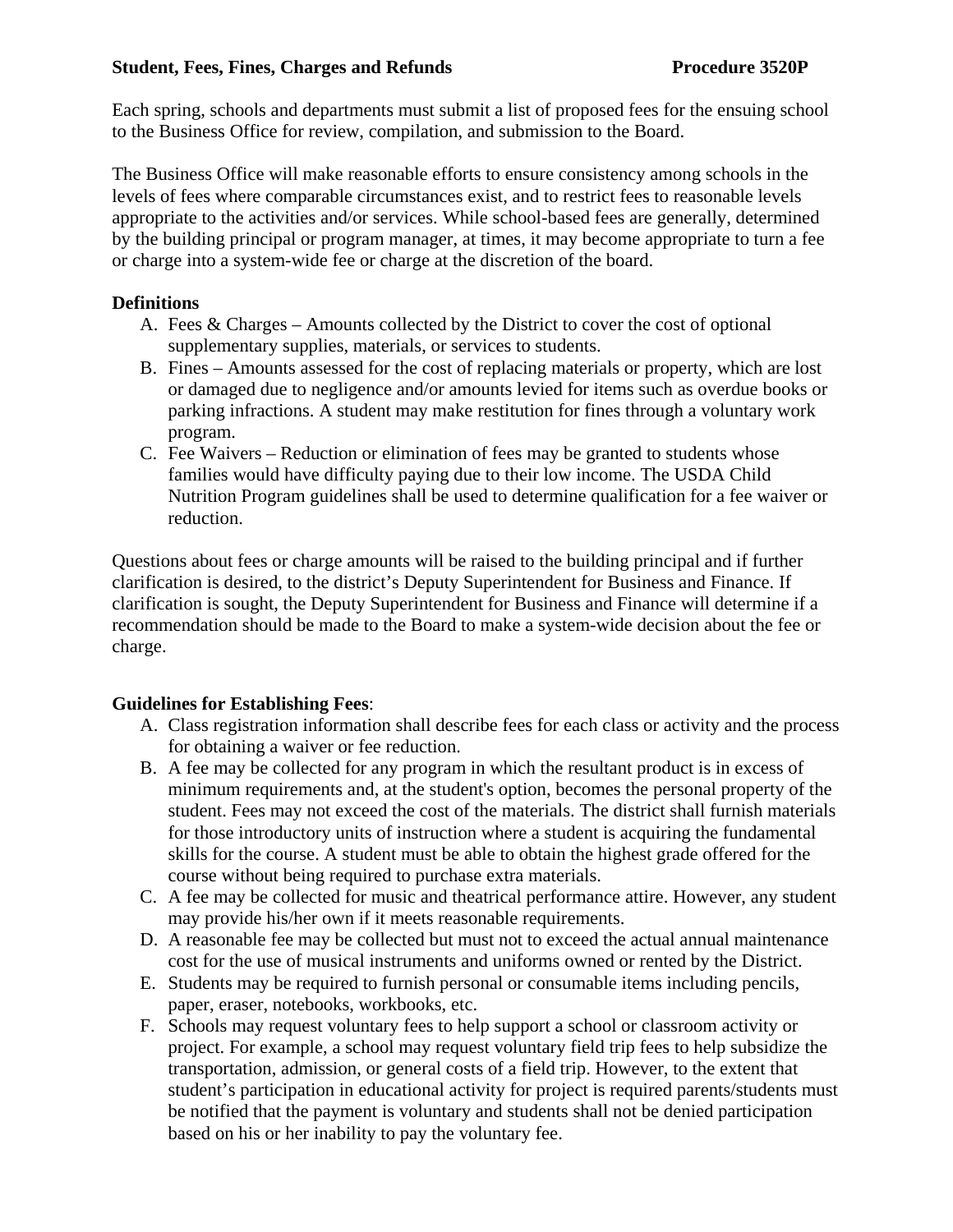**Student, Fees, Fines, Charges and Refunds** **Procedure 3520P**

Each spring, schools and departments must submit a list of proposed fees for the ensuing school to the Business Office for review, compilation, and submission to the Board.

The Business Office will make reasonable efforts to ensure consistency among schools in the levels of fees where comparable circumstances exist, and to restrict fees to reasonable levels appropriate to the activities and/or services. While school-based fees are generally, determined by the building principal or program manager, at times, it may become appropriate to turn a fee or charge into a system-wide fee or charge at the discretion of the board.

**Definitions**

A. Fees & Charges – Amounts collected by the District to cover the cost of optional supplementary supplies, materials, or services to students.
B. Fines – Amounts assessed for the cost of replacing materials or property, which are lost or damaged due to negligence and/or amounts levied for items such as overdue books or parking infractions. A student may make restitution for fines through a voluntary work program.
C. Fee Waivers – Reduction or elimination of fees may be granted to students whose families would have difficulty paying due to their low income. The USDA Child Nutrition Program guidelines shall be used to determine qualification for a fee waiver or reduction.

Questions about fees or charge amounts will be raised to the building principal and if further clarification is desired, to the district's Deputy Superintendent for Business and Finance. If clarification is sought, the Deputy Superintendent for Business and Finance will determine if a recommendation should be made to the Board to make a system-wide decision about the fee or charge.

**Guidelines for Establishing Fees**:

A. Class registration information shall describe fees for each class or activity and the process for obtaining a waiver or fee reduction.
B. A fee may be collected for any program in which the resultant product is in excess of minimum requirements and, at the student's option, becomes the personal property of the student. Fees may not exceed the cost of the materials. The district shall furnish materials for those introductory units of instruction where a student is acquiring the fundamental skills for the course. A student must be able to obtain the highest grade offered for the course without being required to purchase extra materials.
C. A fee may be collected for music and theatrical performance attire. However, any student may provide his/her own if it meets reasonable requirements.
D. A reasonable fee may be collected but must not to exceed the actual annual maintenance cost for the use of musical instruments and uniforms owned or rented by the District.
E. Students may be required to furnish personal or consumable items including pencils, paper, eraser, notebooks, workbooks, etc.
F. Schools may request voluntary fees to help support a school or classroom activity or project. For example, a school may request voluntary field trip fees to help subsidize the transportation, admission, or general costs of a field trip. However, to the extent that student's participation in educational activity for project is required parents/students must be notified that the payment is voluntary and students shall not be denied participation based on his or her inability to pay the voluntary fee.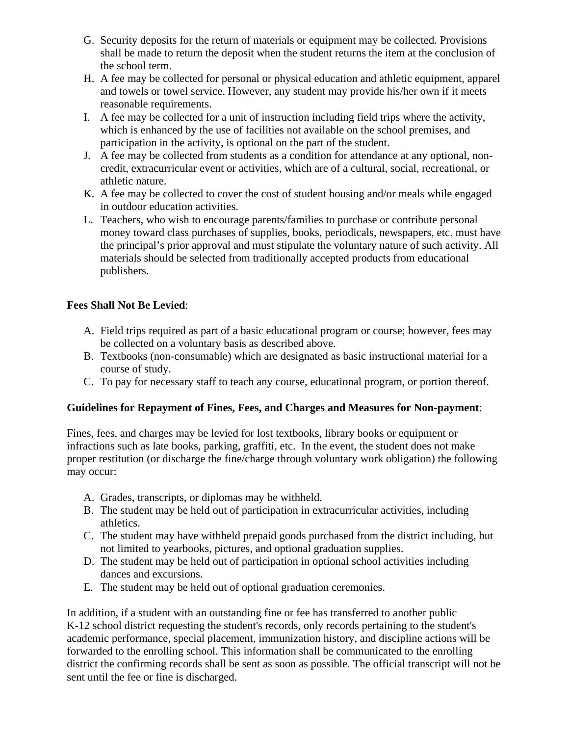G. Security deposits for the return of materials or equipment may be collected. Provisions shall be made to return the deposit when the student returns the item at the conclusion of the school term.
H. A fee may be collected for personal or physical education and athletic equipment, apparel and towels or towel service. However, any student may provide his/her own if it meets reasonable requirements.
I. A fee may be collected for a unit of instruction including field trips where the activity, which is enhanced by the use of facilities not available on the school premises, and participation in the activity, is optional on the part of the student.
J. A fee may be collected from students as a condition for attendance at any optional, non-credit, extracurricular event or activities, which are of a cultural, social, recreational, or athletic nature.
K. A fee may be collected to cover the cost of student housing and/or meals while engaged in outdoor education activities.
L. Teachers, who wish to encourage parents/families to purchase or contribute personal money toward class purchases of supplies, books, periodicals, newspapers, etc. must have the principal's prior approval and must stipulate the voluntary nature of such activity. All materials should be selected from traditionally accepted products from educational publishers.

**Fees Shall Not Be Levied**:

A. Field trips required as part of a basic educational program or course; however, fees may be collected on a voluntary basis as described above.
B. Textbooks (non-consumable) which are designated as basic instructional material for a course of study.
C. To pay for necessary staff to teach any course, educational program, or portion thereof.

**Guidelines for Repayment of Fines, Fees, and Charges and Measures for Non-payment**:

Fines, fees, and charges may be levied for lost textbooks, library books or equipment or infractions such as late books, parking, graffiti, etc. In the event, the student does not make proper restitution (or discharge the fine/charge through voluntary work obligation) the following may occur:

A. Grades, transcripts, or diplomas may be withheld.
B. The student may be held out of participation in extracurricular activities, including athletics.
C. The student may have withheld prepaid goods purchased from the district including, but not limited to yearbooks, pictures, and optional graduation supplies.
D. The student may be held out of participation in optional school activities including dances and excursions.
E. The student may be held out of optional graduation ceremonies.

In addition, if a student with an outstanding fine or fee has transferred to another public K-12 school district requesting the student's records, only records pertaining to the student's academic performance, special placement, immunization history, and discipline actions will be forwarded to the enrolling school. This information shall be communicated to the enrolling district the confirming records shall be sent as soon as possible. The official transcript will not be sent until the fee or fine is discharged.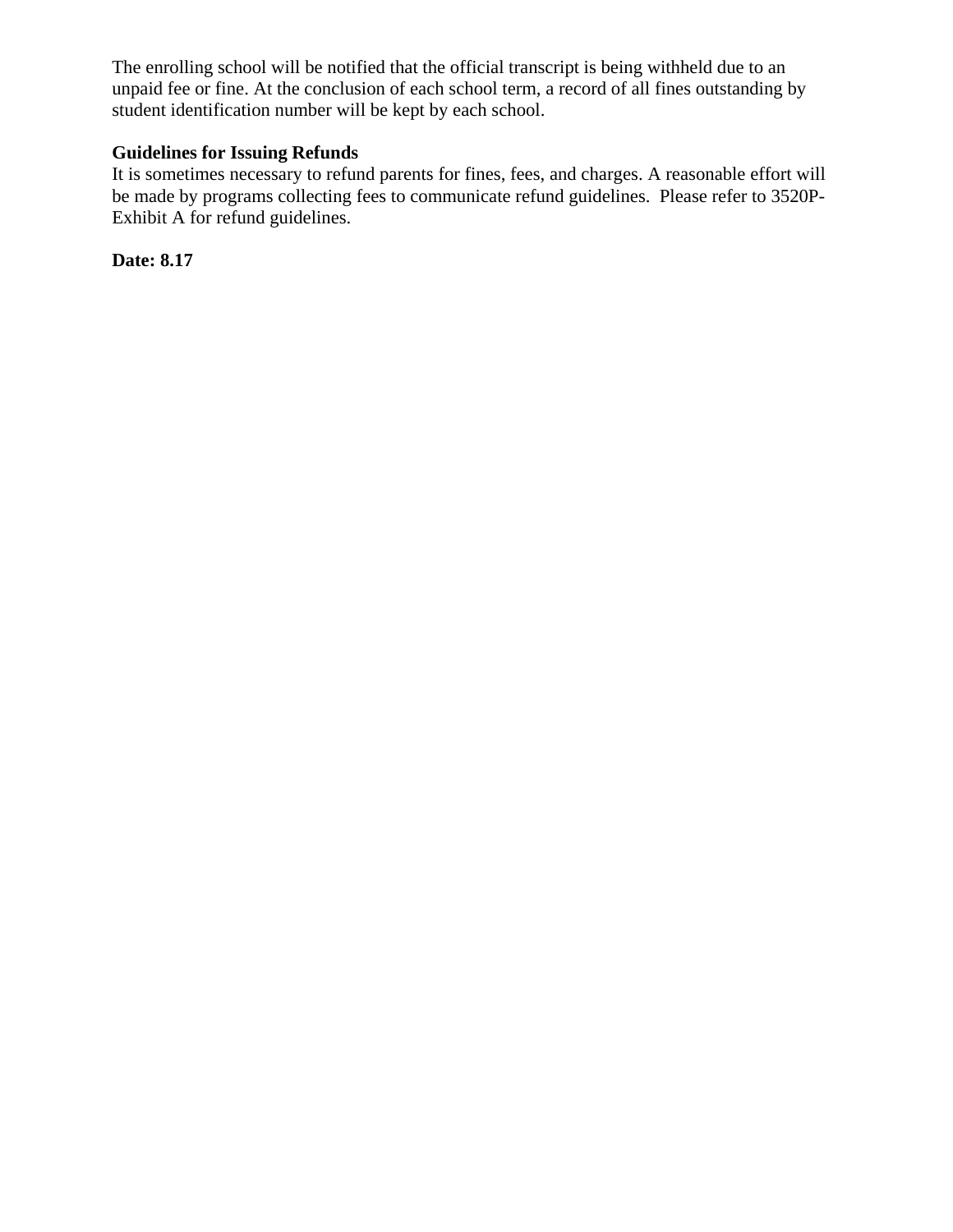The enrolling school will be notified that the official transcript is being withheld due to an unpaid fee or fine. At the conclusion of each school term, a record of all fines outstanding by student identification number will be kept by each school.

**Guidelines for Issuing Refunds**

It is sometimes necessary to refund parents for fines, fees, and charges. A reasonable effort will be made by programs collecting fees to communicate refund guidelines. Please refer to 3520P-Exhibit A for refund guidelines.

**Date: 8.17**